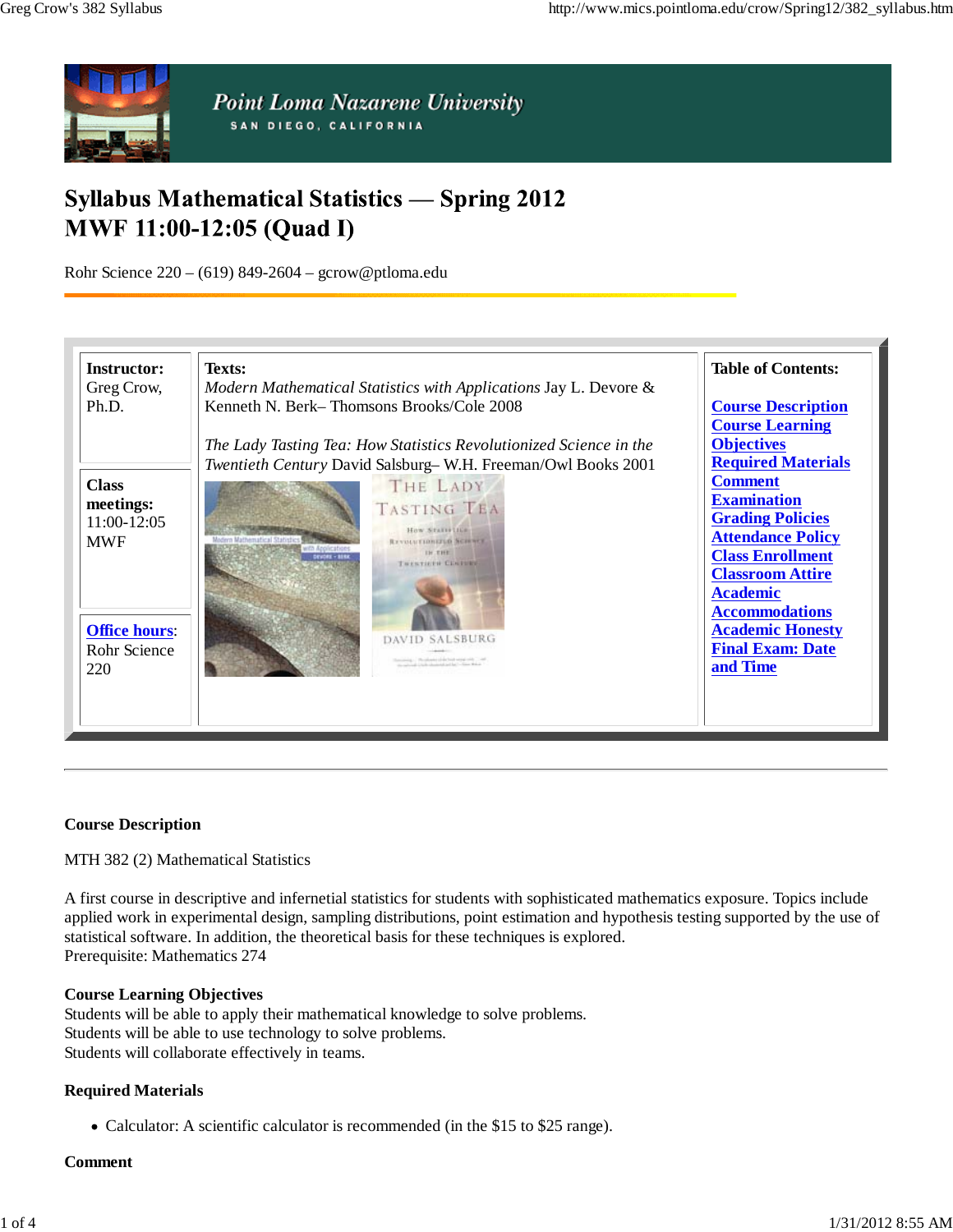Point Loma Nazarene University

SAN DIEGO, CALIFORNIA

# Syllabus Mathematical Statistics — Spring 2012
# MWF 11:00-12:05 (Quad I)

Rohr Science 220 – (619) 849-2604 – gcrow@ptloma.edu

**Instructor:** Greg Crow, Ph.D.

**Class meetings:** 11:00-12:05 MWF

**Office hours**: Rohr Science 220

**Texts:**
*Modern Mathematical Statistics with Applications* Jay L. Devore & Kenneth N. Berk– Thomsons Brooks/Cole 2008

*The Lady Tasting Tea: How Statistics Revolutionized Science in the Twentieth Century* David Salsburg– W.H. Freeman/Owl Books 2001

**Table of Contents:**

- Course Description
- Course Learning Objectives
- Required Materials
- Comment
- Examination
- Grading Policies
- Attendance Policy
- Class Enrollment
- Classroom Attire
- Academic Accommodations
- Academic Honesty
- Final Exam: Date and Time

---

### Course Description

MTH 382 (2) Mathematical Statistics

A first course in descriptive and infernetial statistics for students with sophisticated mathematics exposure. Topics include applied work in experimental design, sampling distributions, point estimation and hypothesis testing supported by the use of statistical software. In addition, the theoretical basis for these techniques is explored.
Prerequisite: Mathematics 274

### Course Learning Objectives

Students will be able to apply their mathematical knowledge to solve problems.
Students will be able to use technology to solve problems.
Students will collaborate effectively in teams.

### Required Materials

- Calculator: A scientific calculator is recommended (in the $15 to $25 range).

### Comment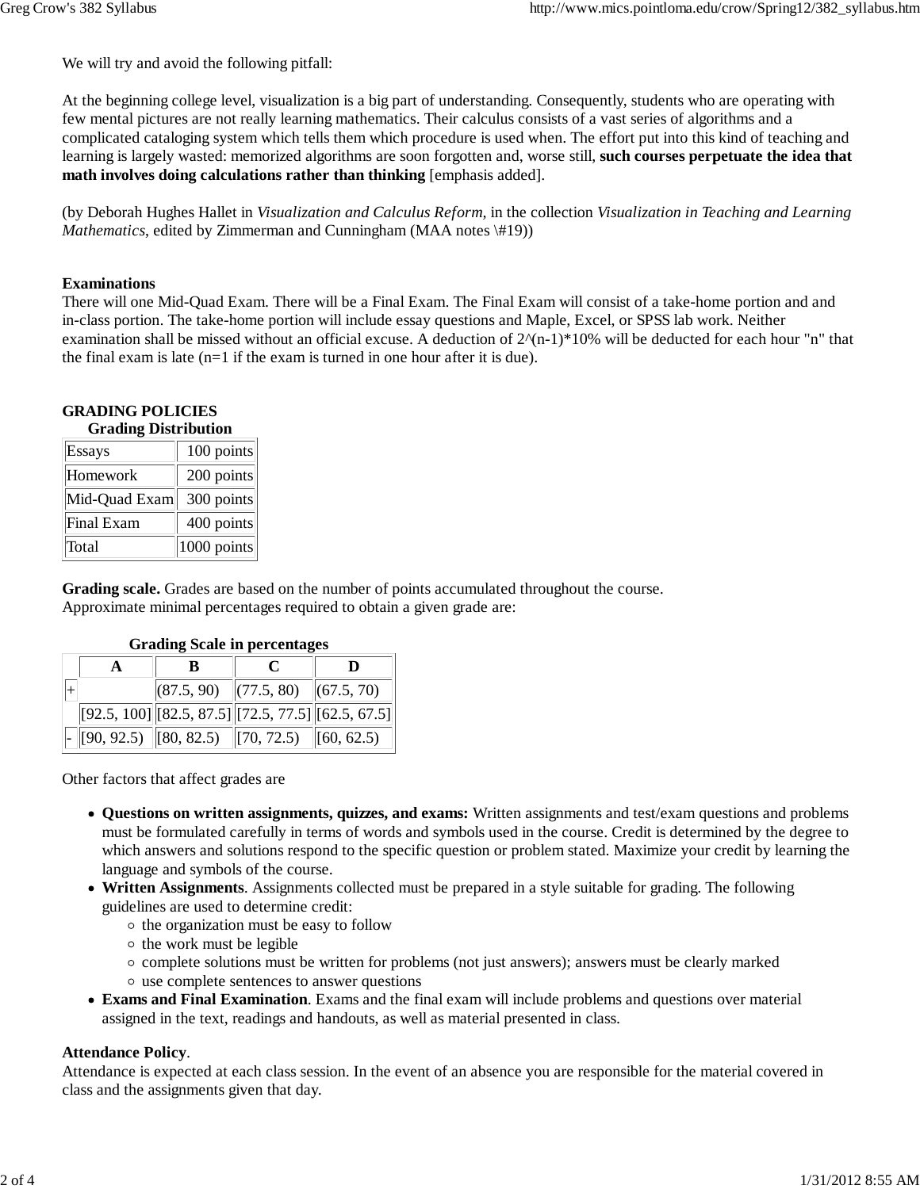We will try and avoid the following pitfall:

At the beginning college level, visualization is a big part of understanding. Consequently, students who are operating with few mental pictures are not really learning mathematics. Their calculus consists of a vast series of algorithms and a complicated cataloging system which tells them which procedure is used when. The effort put into this kind of teaching and learning is largely wasted: memorized algorithms are soon forgotten and, worse still, **such courses perpetuate the idea that math involves doing calculations rather than thinking** [emphasis added].

(by Deborah Hughes Hallet in *Visualization and Calculus Reform*, in the collection *Visualization in Teaching and Learning Mathematics*, edited by Zimmerman and Cunningham (MAA notes \#19))

**Examinations**
There will one Mid-Quad Exam. There will be a Final Exam. The Final Exam will consist of a take-home portion and and in-class portion. The take-home portion will include essay questions and Maple, Excel, or SPSS lab work. Neither examination shall be missed without an official excuse. A deduction of 2^(n-1)*10% will be deducted for each hour "n" that the final exam is late (n=1 if the exam is turned in one hour after it is due).

**GRADING POLICIES**

**Grading Distribution**

| | |
|---|---|
| Essays | 100 points |
| Homework | 200 points |
| Mid-Quad Exam | 300 points |
| Final Exam | 400 points |
| Total | 1000 points |

**Grading scale.** Grades are based on the number of points accumulated throughout the course.
Approximate minimal percentages required to obtain a given grade are:

**Grading Scale in percentages**

| | A | B | C | D |
|---|---|---|---|---|
| + | | (87.5, 90) | (77.5, 80) | (67.5, 70) |
| | [92.5, 100] | [82.5, 87.5] | [72.5, 77.5] | [62.5, 67.5] |
| - | [90, 92.5) | [80, 82.5) | [70, 72.5) | [60, 62.5) |

Other factors that affect grades are

- **Questions on written assignments, quizzes, and exams:** Written assignments and test/exam questions and problems must be formulated carefully in terms of words and symbols used in the course. Credit is determined by the degree to which answers and solutions respond to the specific question or problem stated. Maximize your credit by learning the language and symbols of the course.
- **Written Assignments**. Assignments collected must be prepared in a style suitable for grading. The following guidelines are used to determine credit:
  - the organization must be easy to follow
  - the work must be legible
  - complete solutions must be written for problems (not just answers); answers must be clearly marked
  - use complete sentences to answer questions
- **Exams and Final Examination**. Exams and the final exam will include problems and questions over material assigned in the text, readings and handouts, as well as material presented in class.

**Attendance Policy**.
Attendance is expected at each class session. In the event of an absence you are responsible for the material covered in class and the assignments given that day.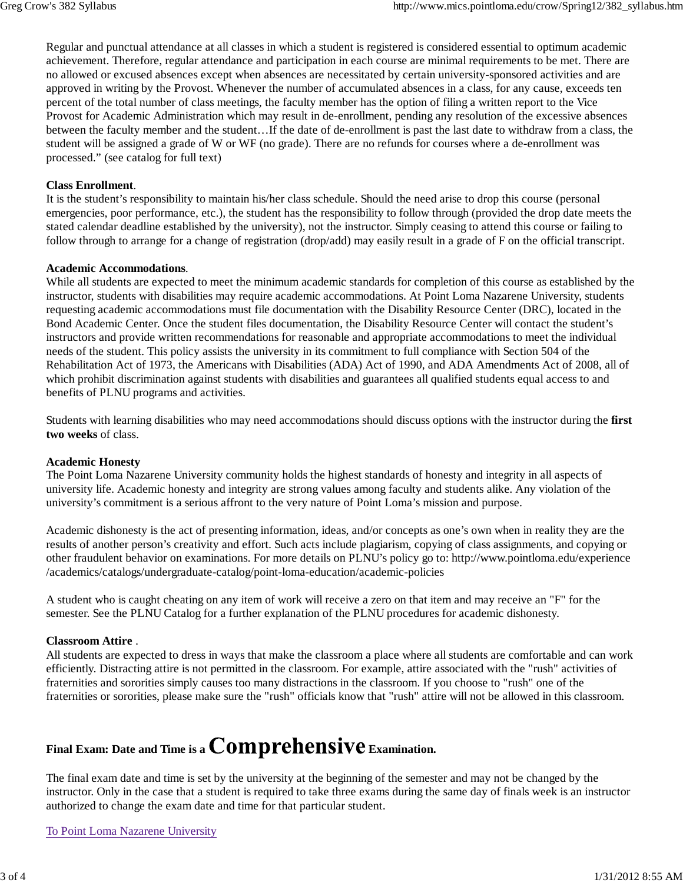Regular and punctual attendance at all classes in which a student is registered is considered essential to optimum academic achievement. Therefore, regular attendance and participation in each course are minimal requirements to be met. There are no allowed or excused absences except when absences are necessitated by certain university-sponsored activities and are approved in writing by the Provost. Whenever the number of accumulated absences in a class, for any cause, exceeds ten percent of the total number of class meetings, the faculty member has the option of filing a written report to the Vice Provost for Academic Administration which may result in de-enrollment, pending any resolution of the excessive absences between the faculty member and the student…If the date of de-enrollment is past the last date to withdraw from a class, the student will be assigned a grade of W or WF (no grade). There are no refunds for courses where a de-enrollment was processed." (see catalog for full text)

**Class Enrollment**.
It is the student's responsibility to maintain his/her class schedule. Should the need arise to drop this course (personal emergencies, poor performance, etc.), the student has the responsibility to follow through (provided the drop date meets the stated calendar deadline established by the university), not the instructor. Simply ceasing to attend this course or failing to follow through to arrange for a change of registration (drop/add) may easily result in a grade of F on the official transcript.

**Academic Accommodations**.
While all students are expected to meet the minimum academic standards for completion of this course as established by the instructor, students with disabilities may require academic accommodations. At Point Loma Nazarene University, students requesting academic accommodations must file documentation with the Disability Resource Center (DRC), located in the Bond Academic Center. Once the student files documentation, the Disability Resource Center will contact the student's instructors and provide written recommendations for reasonable and appropriate accommodations to meet the individual needs of the student. This policy assists the university in its commitment to full compliance with Section 504 of the Rehabilitation Act of 1973, the Americans with Disabilities (ADA) Act of 1990, and ADA Amendments Act of 2008, all of which prohibit discrimination against students with disabilities and guarantees all qualified students equal access to and benefits of PLNU programs and activities.

Students with learning disabilities who may need accommodations should discuss options with the instructor during the **first two weeks** of class.

**Academic Honesty**
The Point Loma Nazarene University community holds the highest standards of honesty and integrity in all aspects of university life. Academic honesty and integrity are strong values among faculty and students alike. Any violation of the university's commitment is a serious affront to the very nature of Point Loma's mission and purpose.

Academic dishonesty is the act of presenting information, ideas, and/or concepts as one's own when in reality they are the results of another person's creativity and effort. Such acts include plagiarism, copying of class assignments, and copying or other fraudulent behavior on examinations. For more details on PLNU's policy go to: http://www.pointloma.edu/experience/academics/catalogs/undergraduate-catalog/point-loma-education/academic-policies

A student who is caught cheating on any item of work will receive a zero on that item and may receive an "F" for the semester. See the PLNU Catalog for a further explanation of the PLNU procedures for academic dishonesty.

**Classroom Attire** .
All students are expected to dress in ways that make the classroom a place where all students are comfortable and can work efficiently. Distracting attire is not permitted in the classroom. For example, attire associated with the "rush" activities of fraternities and sororities simply causes too many distractions in the classroom. If you choose to "rush" one of the fraternities or sororities, please make sure the "rush" officials know that "rush" attire will not be allowed in this classroom.

## Final Exam: Date and Time is a Comprehensive Examination.

The final exam date and time is set by the university at the beginning of the semester and may not be changed by the instructor. Only in the case that a student is required to take three exams during the same day of finals week is an instructor authorized to change the exam date and time for that particular student.

To Point Loma Nazarene University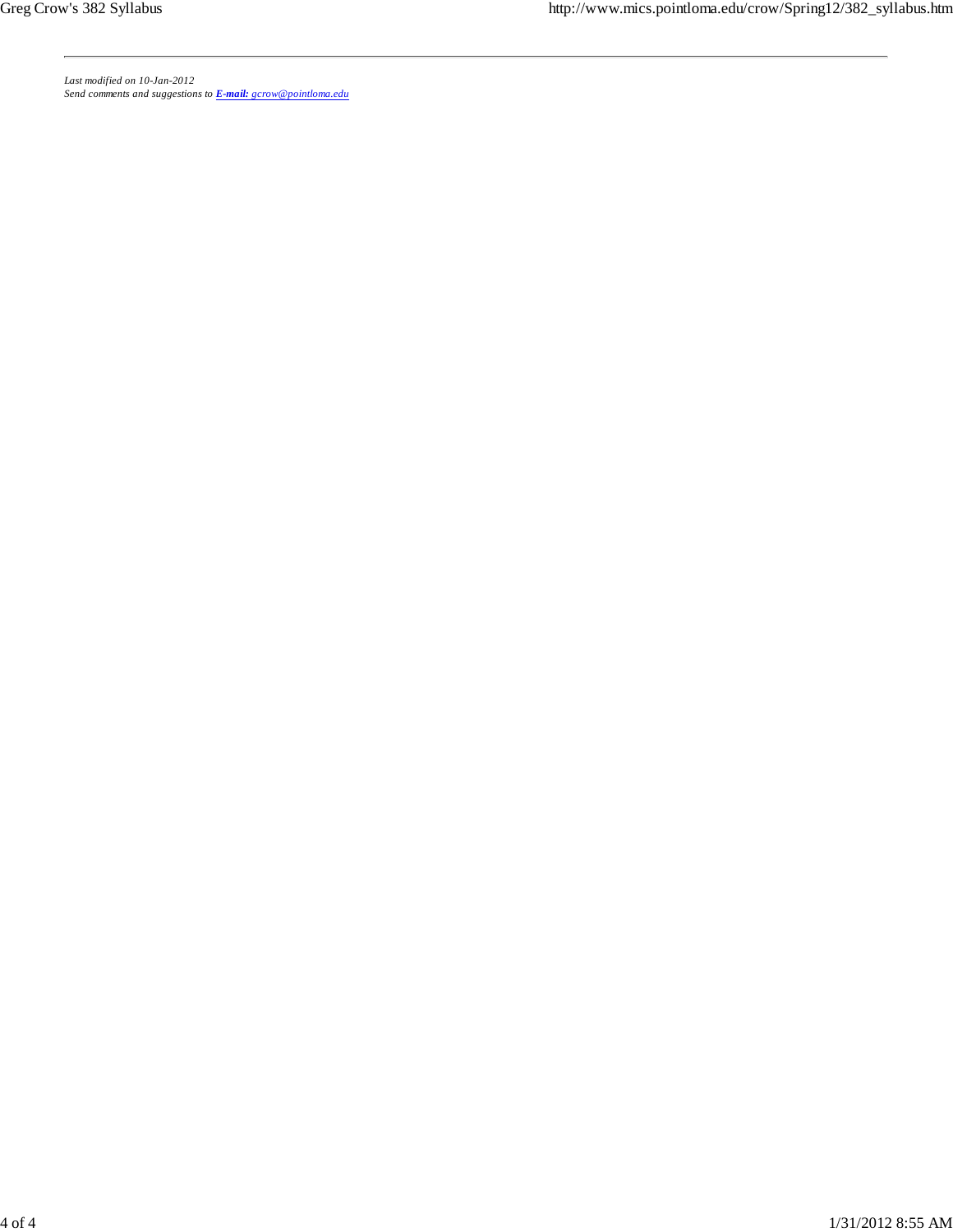---

*Last modified on 10-Jan-2012*
*Send comments and suggestions to **E-mail:** gcrow@pointloma.edu*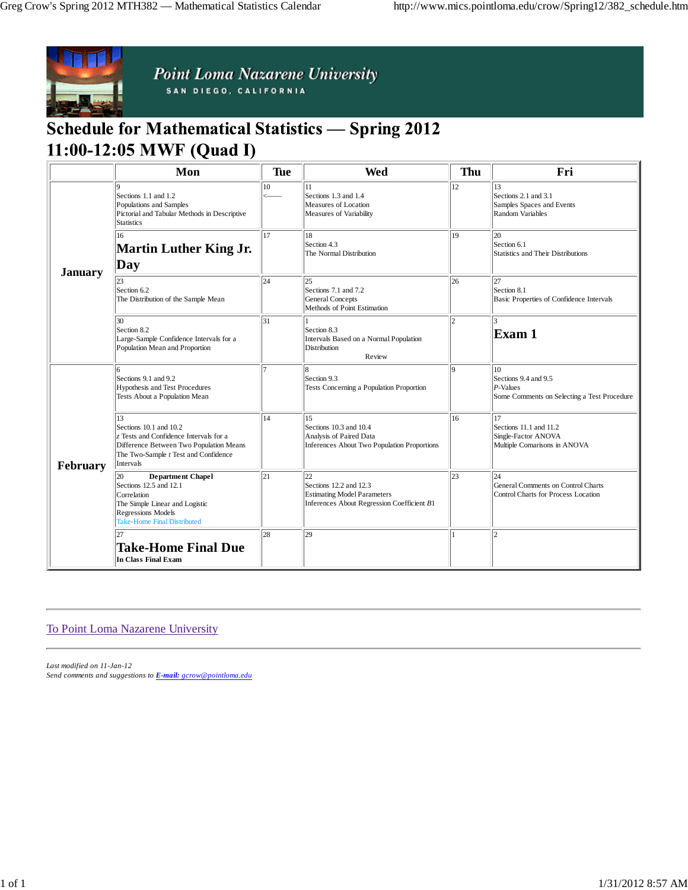Point Loma Nazarene University
SAN DIEGO, CALIFORNIA

# Schedule for Mathematical Statistics — Spring 2012
# 11:00-12:05 MWF (Quad I)

| | Mon | Tue | Wed | Thu | Fri |
|---|---|---|---|---|---|
| **January** | 9<br>Sections 1.1 and 1.2<br>Populations and Samples<br>Pictorial and Tabular Methods in Descriptive Statistics | 10<br><—— | 11<br>Sections 1.3 and 1.4<br>Measures of Location<br>Measures of Variability | 12 | 13<br>Sections 2.1 and 3.1<br>Samples Spaces and Events<br>Random Variables |
| | 16<br>**Martin Luther King Jr. Day** | 17 | 18<br>Section 4.3<br>The Normal Distribution | 19 | 20<br>Section 6.1<br>Statistics and Their Distributions |
| | 23<br>Section 6.2<br>The Distribution of the Sample Mean | 24 | 25<br>Sections 7.1 and 7.2<br>General Concepts<br>Methods of Point Estimation | 26 | 27<br>Section 8.1<br>Basic Properties of Confidence Intervals |
| | 30<br>Section 8.2<br>Large-Sample Confidence Intervals for a Population Mean and Proportion | 31 | 1<br>Section 8.3<br>Intervals Based on a Normal Population Distribution<br>Review | 2 | 3<br>**Exam 1** |
| **February** | 6<br>Sections 9.1 and 9.2<br>Hypothesis and Test Procedures<br>Tests About a Population Mean | 7 | 8<br>Section 9.3<br>Tests Concerning a Population Proportion | 9 | 10<br>Sections 9.4 and 9.5<br>*P*-Values<br>Some Comments on Selecting a Test Procedure |
| | 13<br>Sections 10.1 and 10.2<br>*z* Tests and Confidence Intervals for a Difference Between Two Population Means<br>The Two-Sample *t* Test and Confidence Intervals | 14 | 15<br>Sections 10.3 and 10.4<br>Analysis of Paired Data<br>Inferences About Two Population Proportions | 16 | 17<br>Sections 11.1 and 11.2<br>Single-Factor ANOVA<br>Multiple Comarisons in ANOVA |
| | 20 **Department Chapel**<br>Sections 12.5 and 12.1<br>Correlation<br>The Simple Linear and Logistic Regressions Models<br>Take-Home Final Distributed | 21 | 22<br>Sections 12.2 and 12.3<br>Estimating Model Parameters<br>Inferences About Regression Coefficient *B*1 | 23 | 24<br>General Comments on Control Charts<br>Control Charts for Process Location |
| | 27<br>**Take-Home Final Due**<br>**In Class Final Exam** | 28 | 29 | 1 | 2 |

---

To Point Loma Nazarene University

---

*Last modified on 11-Jan-12*
*Send comments and suggestions to **E-mail:** gcrow@pointloma.edu*